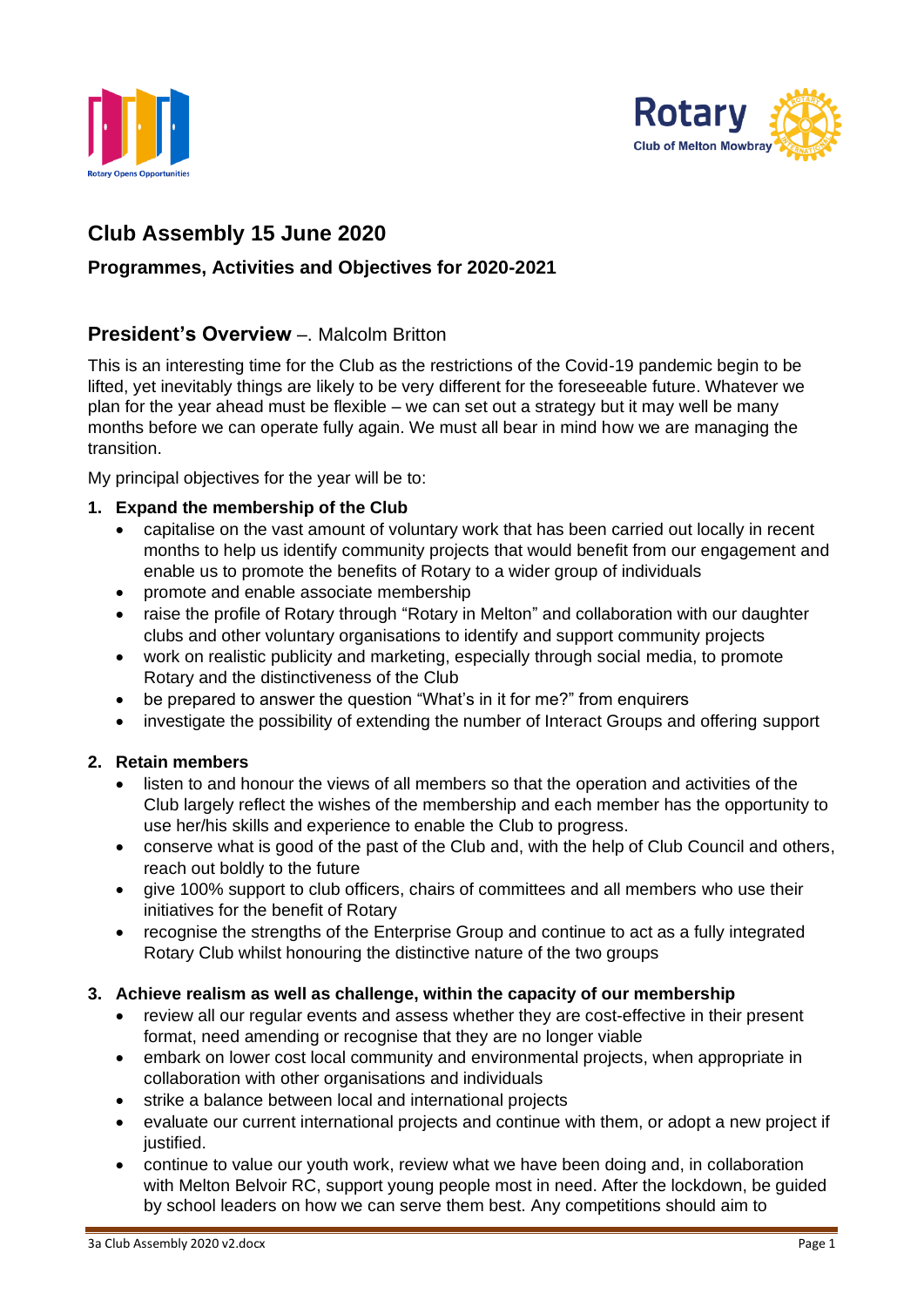# Club Assembly 15 June 2020

### Programmes, Activities and Objectives for 2020-2021

## President's Overview –. Malcolm Britton

This is an interesting time for the Club as the restrictions of the Covid-19 pandemic begin to be lifted, yet inevitably things are likely to be very different for the foreseeable future. Whatever we plan for the year ahead must be flexible – we can set out a strategy but it may well be many months before we can operate fully again. We must all bear in mind how we are managing the transition.

My principal objectives for the year will be to:

1. **Expand the membership of the Club**
   - capitalise on the vast amount of voluntary work that has been carried out locally in recent months to help us identify community projects that would benefit from our engagement and enable us to promote the benefits of Rotary to a wider group of individuals
   - promote and enable associate membership
   - raise the profile of Rotary through "Rotary in Melton" and collaboration with our daughter clubs and other voluntary organisations to identify and support community projects
   - work on realistic publicity and marketing, especially through social media, to promote Rotary and the distinctiveness of the Club
   - be prepared to answer the question "What's in it for me?" from enquirers
   - investigate the possibility of extending the number of Interact Groups and offering support

2. **Retain members**
   - listen to and honour the views of all members so that the operation and activities of the Club largely reflect the wishes of the membership and each member has the opportunity to use her/his skills and experience to enable the Club to progress.
   - conserve what is good of the past of the Club and, with the help of Club Council and others, reach out boldly to the future
   - give 100% support to club officers, chairs of committees and all members who use their initiatives for the benefit of Rotary
   - recognise the strengths of the Enterprise Group and continue to act as a fully integrated Rotary Club whilst honouring the distinctive nature of the two groups

3. **Achieve realism as well as challenge, within the capacity of our membership**
   - review all our regular events and assess whether they are cost-effective in their present format, need amending or recognise that they are no longer viable
   - embark on lower cost local community and environmental projects, when appropriate in collaboration with other organisations and individuals
   - strike a balance between local and international projects
   - evaluate our current international projects and continue with them, or adopt a new project if justified.
   - continue to value our youth work, review what we have been doing and, in collaboration with Melton Belvoir RC, support young people most in need. After the lockdown, be guided by school leaders on how we can serve them best. Any competitions should aim to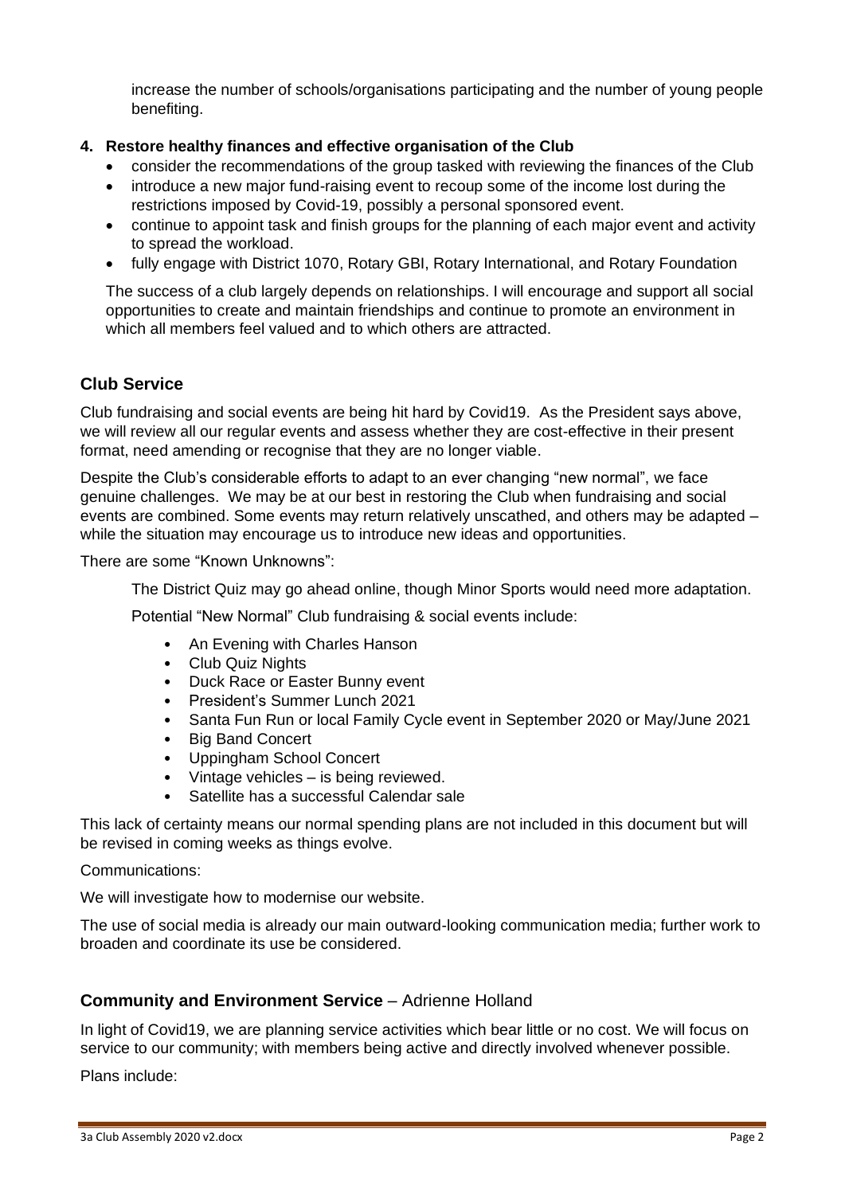increase the number of schools/organisations participating and the number of young people benefiting.

**4. Restore healthy finances and effective organisation of the Club**

- consider the recommendations of the group tasked with reviewing the finances of the Club
- introduce a new major fund-raising event to recoup some of the income lost during the restrictions imposed by Covid-19, possibly a personal sponsored event.
- continue to appoint task and finish groups for the planning of each major event and activity to spread the workload.
- fully engage with District 1070, Rotary GBI, Rotary International, and Rotary Foundation

The success of a club largely depends on relationships. I will encourage and support all social opportunities to create and maintain friendships and continue to promote an environment in which all members feel valued and to which others are attracted.

## Club Service

Club fundraising and social events are being hit hard by Covid19. As the President says above, we will review all our regular events and assess whether they are cost-effective in their present format, need amending or recognise that they are no longer viable.

Despite the Club's considerable efforts to adapt to an ever changing "new normal", we face genuine challenges. We may be at our best in restoring the Club when fundraising and social events are combined. Some events may return relatively unscathed, and others may be adapted – while the situation may encourage us to introduce new ideas and opportunities.

There are some "Known Unknowns":

The District Quiz may go ahead online, though Minor Sports would need more adaptation.

Potential "New Normal" Club fundraising & social events include:

- An Evening with Charles Hanson
- Club Quiz Nights
- Duck Race or Easter Bunny event
- President's Summer Lunch 2021
- Santa Fun Run or local Family Cycle event in September 2020 or May/June 2021
- Big Band Concert
- Uppingham School Concert
- Vintage vehicles – is being reviewed.
- Satellite has a successful Calendar sale

This lack of certainty means our normal spending plans are not included in this document but will be revised in coming weeks as things evolve.

Communications:

We will investigate how to modernise our website.

The use of social media is already our main outward-looking communication media; further work to broaden and coordinate its use be considered.

## Community and Environment Service – Adrienne Holland

In light of Covid19, we are planning service activities which bear little or no cost. We will focus on service to our community; with members being active and directly involved whenever possible.

Plans include: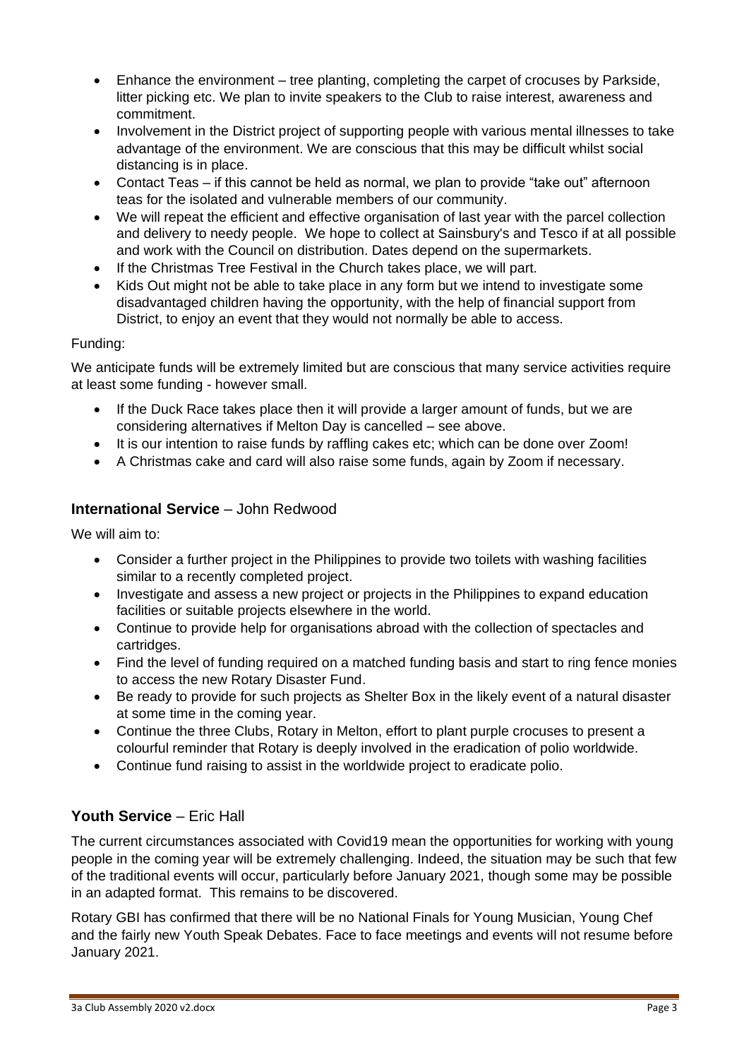- Enhance the environment – tree planting, completing the carpet of crocuses by Parkside, litter picking etc. We plan to invite speakers to the Club to raise interest, awareness and commitment.
- Involvement in the District project of supporting people with various mental illnesses to take advantage of the environment. We are conscious that this may be difficult whilst social distancing is in place.
- Contact Teas – if this cannot be held as normal, we plan to provide "take out" afternoon teas for the isolated and vulnerable members of our community.
- We will repeat the efficient and effective organisation of last year with the parcel collection and delivery to needy people. We hope to collect at Sainsbury's and Tesco if at all possible and work with the Council on distribution. Dates depend on the supermarkets.
- If the Christmas Tree Festival in the Church takes place, we will part.
- Kids Out might not be able to take place in any form but we intend to investigate some disadvantaged children having the opportunity, with the help of financial support from District, to enjoy an event that they would not normally be able to access.

Funding:

We anticipate funds will be extremely limited but are conscious that many service activities require at least some funding - however small.

- If the Duck Race takes place then it will provide a larger amount of funds, but we are considering alternatives if Melton Day is cancelled – see above.
- It is our intention to raise funds by raffling cakes etc; which can be done over Zoom!
- A Christmas cake and card will also raise some funds, again by Zoom if necessary.

## **International Service** – John Redwood

We will aim to:

- Consider a further project in the Philippines to provide two toilets with washing facilities similar to a recently completed project.
- Investigate and assess a new project or projects in the Philippines to expand education facilities or suitable projects elsewhere in the world.
- Continue to provide help for organisations abroad with the collection of spectacles and cartridges.
- Find the level of funding required on a matched funding basis and start to ring fence monies to access the new Rotary Disaster Fund.
- Be ready to provide for such projects as Shelter Box in the likely event of a natural disaster at some time in the coming year.
- Continue the three Clubs, Rotary in Melton, effort to plant purple crocuses to present a colourful reminder that Rotary is deeply involved in the eradication of polio worldwide.
- Continue fund raising to assist in the worldwide project to eradicate polio.

## **Youth Service** – Eric Hall

The current circumstances associated with Covid19 mean the opportunities for working with young people in the coming year will be extremely challenging. Indeed, the situation may be such that few of the traditional events will occur, particularly before January 2021, though some may be possible in an adapted format. This remains to be discovered.

Rotary GBI has confirmed that there will be no National Finals for Young Musician, Young Chef and the fairly new Youth Speak Debates. Face to face meetings and events will not resume before January 2021.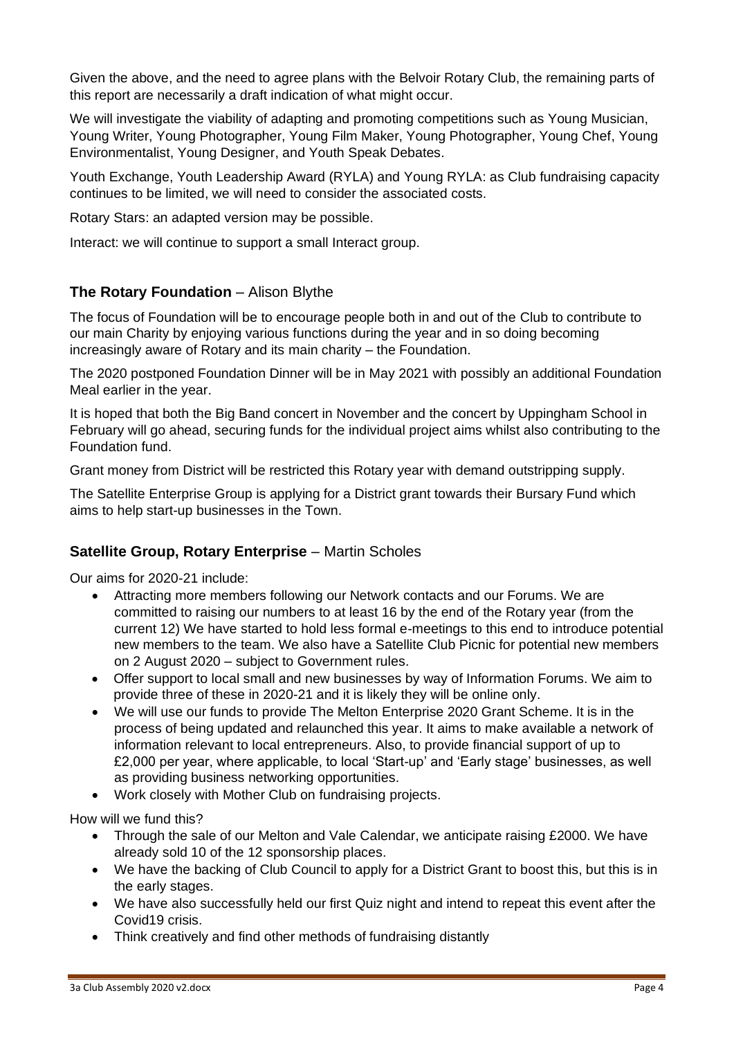Given the above, and the need to agree plans with the Belvoir Rotary Club, the remaining parts of this report are necessarily a draft indication of what might occur.

We will investigate the viability of adapting and promoting competitions such as Young Musician, Young Writer, Young Photographer, Young Film Maker, Young Photographer, Young Chef, Young Environmentalist, Young Designer, and Youth Speak Debates.

Youth Exchange, Youth Leadership Award (RYLA) and Young RYLA: as Club fundraising capacity continues to be limited, we will need to consider the associated costs.

Rotary Stars: an adapted version may be possible.

Interact: we will continue to support a small Interact group.

## **The Rotary Foundation** – Alison Blythe

The focus of Foundation will be to encourage people both in and out of the Club to contribute to our main Charity by enjoying various functions during the year and in so doing becoming increasingly aware of Rotary and its main charity – the Foundation.

The 2020 postponed Foundation Dinner will be in May 2021 with possibly an additional Foundation Meal earlier in the year.

It is hoped that both the Big Band concert in November and the concert by Uppingham School in February will go ahead, securing funds for the individual project aims whilst also contributing to the Foundation fund.

Grant money from District will be restricted this Rotary year with demand outstripping supply.

The Satellite Enterprise Group is applying for a District grant towards their Bursary Fund which aims to help start-up businesses in the Town.

## **Satellite Group, Rotary Enterprise** – Martin Scholes

Our aims for 2020-21 include:

- Attracting more members following our Network contacts and our Forums. We are committed to raising our numbers to at least 16 by the end of the Rotary year (from the current 12) We have started to hold less formal e-meetings to this end to introduce potential new members to the team. We also have a Satellite Club Picnic for potential new members on 2 August 2020 – subject to Government rules.
- Offer support to local small and new businesses by way of Information Forums. We aim to provide three of these in 2020-21 and it is likely they will be online only.
- We will use our funds to provide The Melton Enterprise 2020 Grant Scheme. It is in the process of being updated and relaunched this year. It aims to make available a network of information relevant to local entrepreneurs. Also, to provide financial support of up to £2,000 per year, where applicable, to local 'Start-up' and 'Early stage' businesses, as well as providing business networking opportunities.
- Work closely with Mother Club on fundraising projects.

How will we fund this?

- Through the sale of our Melton and Vale Calendar, we anticipate raising £2000. We have already sold 10 of the 12 sponsorship places.
- We have the backing of Club Council to apply for a District Grant to boost this, but this is in the early stages.
- We have also successfully held our first Quiz night and intend to repeat this event after the Covid19 crisis.
- Think creatively and find other methods of fundraising distantly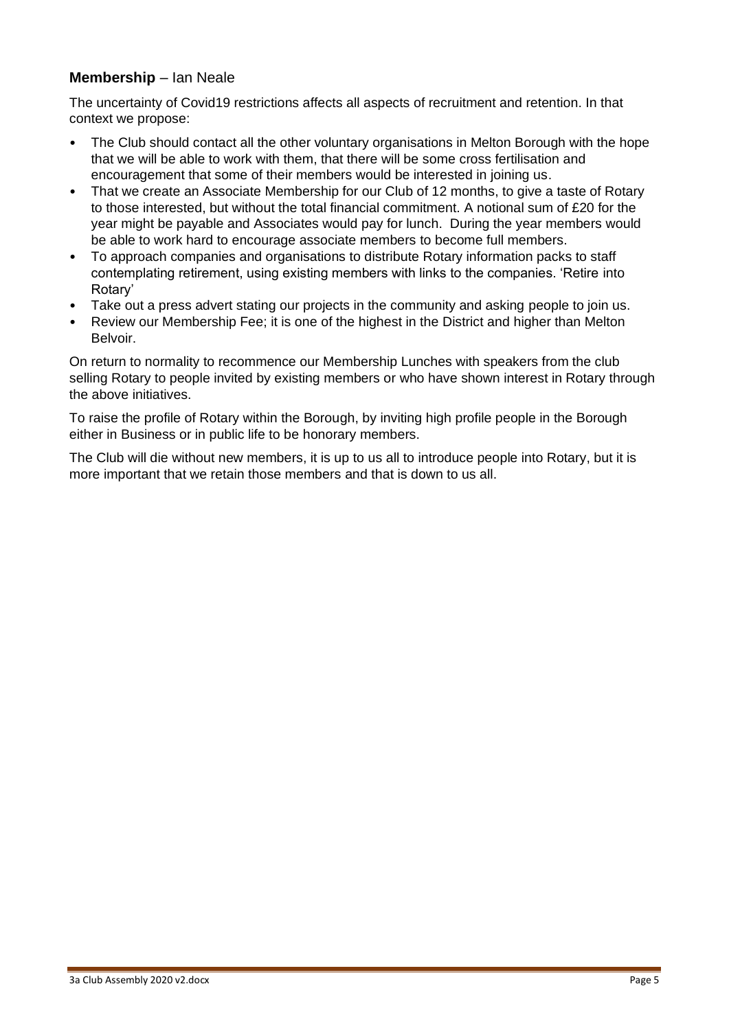## **Membership** – Ian Neale

The uncertainty of Covid19 restrictions affects all aspects of recruitment and retention. In that context we propose:

- The Club should contact all the other voluntary organisations in Melton Borough with the hope that we will be able to work with them, that there will be some cross fertilisation and encouragement that some of their members would be interested in joining us.
- That we create an Associate Membership for our Club of 12 months, to give a taste of Rotary to those interested, but without the total financial commitment. A notional sum of £20 for the year might be payable and Associates would pay for lunch. During the year members would be able to work hard to encourage associate members to become full members.
- To approach companies and organisations to distribute Rotary information packs to staff contemplating retirement, using existing members with links to the companies. 'Retire into Rotary'
- Take out a press advert stating our projects in the community and asking people to join us.
- Review our Membership Fee; it is one of the highest in the District and higher than Melton Belvoir.

On return to normality to recommence our Membership Lunches with speakers from the club selling Rotary to people invited by existing members or who have shown interest in Rotary through the above initiatives.

To raise the profile of Rotary within the Borough, by inviting high profile people in the Borough either in Business or in public life to be honorary members.

The Club will die without new members, it is up to us all to introduce people into Rotary, but it is more important that we retain those members and that is down to us all.